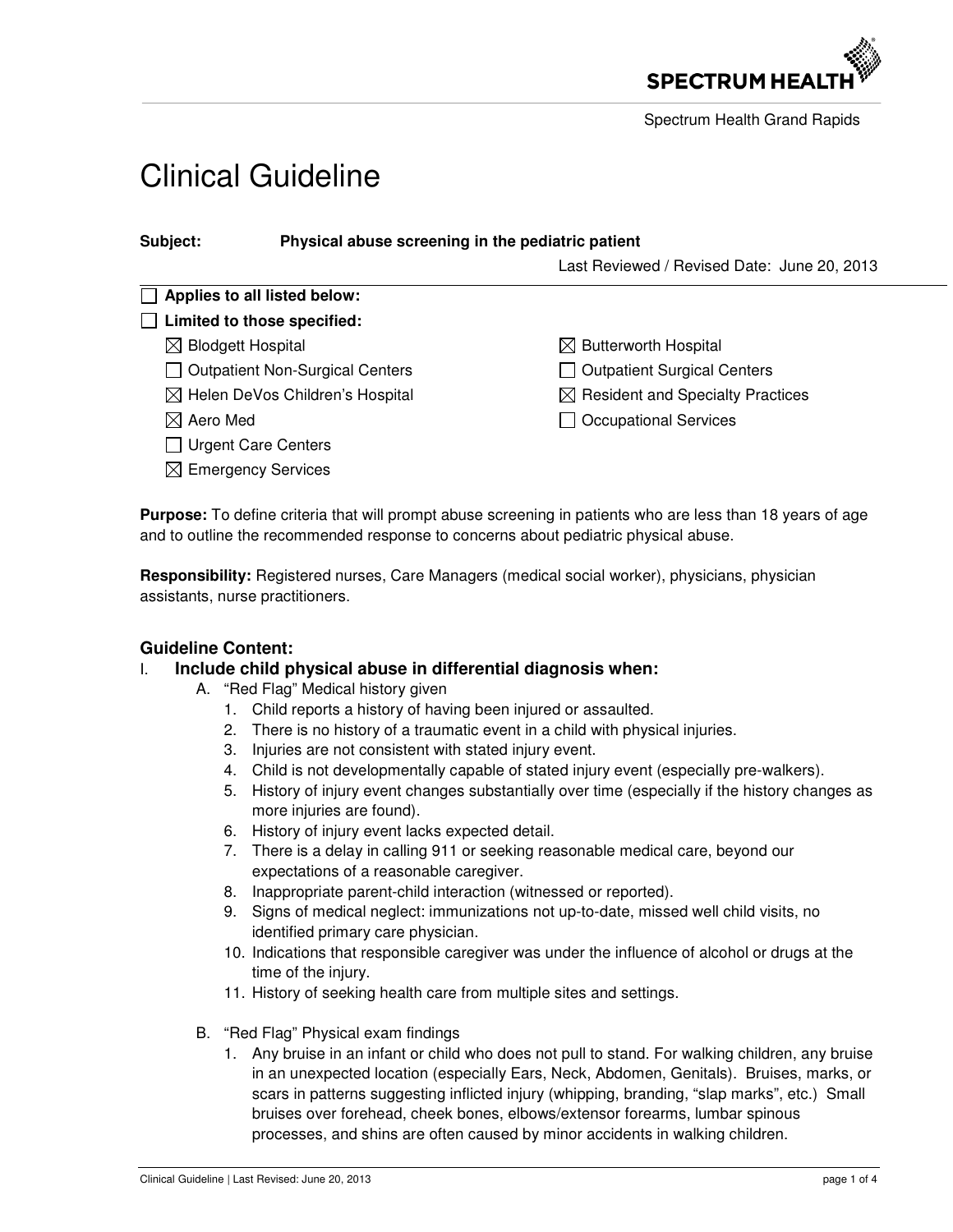SPECTRUM HEALTH

Spectrum Health Grand Rapids

# Clinical Guideline

**Subject:** **Physical abuse screening in the pediatric patient**

Last Reviewed / Revised Date: June 20, 2013

☐ **Applies to all listed below:**

☐ **Limited to those specified:**

- ☒ Blodgett Hospital
- ☒ Butterworth Hospital
- ☐ Outpatient Non-Surgical Centers
- ☐ Outpatient Surgical Centers
- ☒ Helen DeVos Children's Hospital
- ☒ Resident and Specialty Practices
- ☒ Aero Med
- ☐ Occupational Services
- ☐ Urgent Care Centers
- ☒ Emergency Services

**Purpose:** To define criteria that will prompt abuse screening in patients who are less than 18 years of age and to outline the recommended response to concerns about pediatric physical abuse.

**Responsibility:** Registered nurses, Care Managers (medical social worker), physicians, physician assistants, nurse practitioners.

## Guideline Content:

### I. Include child physical abuse in differential diagnosis when:

A. "Red Flag" Medical history given

1. Child reports a history of having been injured or assaulted.
2. There is no history of a traumatic event in a child with physical injuries.
3. Injuries are not consistent with stated injury event.
4. Child is not developmentally capable of stated injury event (especially pre-walkers).
5. History of injury event changes substantially over time (especially if the history changes as more injuries are found).
6. History of injury event lacks expected detail.
7. There is a delay in calling 911 or seeking reasonable medical care, beyond our expectations of a reasonable caregiver.
8. Inappropriate parent-child interaction (witnessed or reported).
9. Signs of medical neglect: immunizations not up-to-date, missed well child visits, no identified primary care physician.
10. Indications that responsible caregiver was under the influence of alcohol or drugs at the time of the injury.
11. History of seeking health care from multiple sites and settings.

B. "Red Flag" Physical exam findings

1. Any bruise in an infant or child who does not pull to stand. For walking children, any bruise in an unexpected location (especially Ears, Neck, Abdomen, Genitals). Bruises, marks, or scars in patterns suggesting inflicted injury (whipping, branding, "slap marks", etc.) Small bruises over forehead, cheek bones, elbows/extensor forearms, lumbar spinous processes, and shins are often caused by minor accidents in walking children.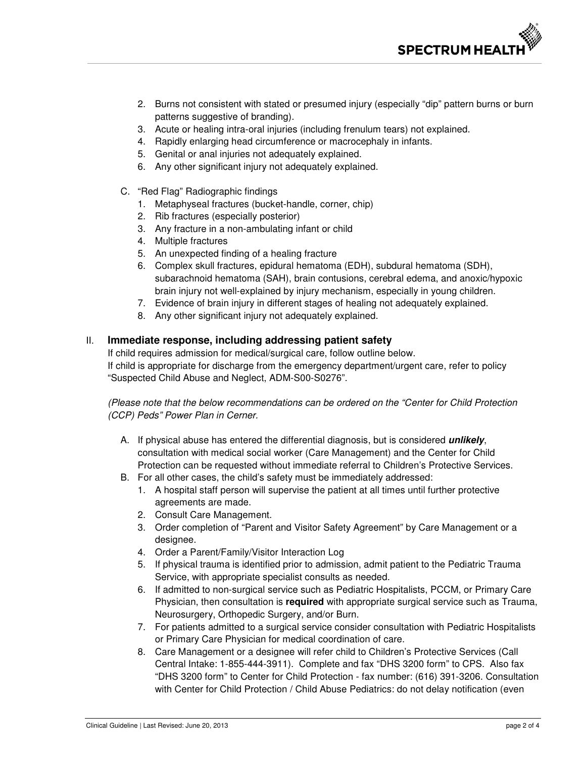2. Burns not consistent with stated or presumed injury (especially "dip" pattern burns or burn patterns suggestive of branding).
3. Acute or healing intra-oral injuries (including frenulum tears) not explained.
4. Rapidly enlarging head circumference or macrocephaly in infants.
5. Genital or anal injuries not adequately explained.
6. Any other significant injury not adequately explained.

C. "Red Flag" Radiographic findings
   1. Metaphyseal fractures (bucket-handle, corner, chip)
   2. Rib fractures (especially posterior)
   3. Any fracture in a non-ambulating infant or child
   4. Multiple fractures
   5. An unexpected finding of a healing fracture
   6. Complex skull fractures, epidural hematoma (EDH), subdural hematoma (SDH), subarachnoid hematoma (SAH), brain contusions, cerebral edema, and anoxic/hypoxic brain injury not well-explained by injury mechanism, especially in young children.
   7. Evidence of brain injury in different stages of healing not adequately explained.
   8. Any other significant injury not adequately explained.

## II. Immediate response, including addressing patient safety

If child requires admission for medical/surgical care, follow outline below.
If child is appropriate for discharge from the emergency department/urgent care, refer to policy "Suspected Child Abuse and Neglect, ADM-S00-S0276".

*(Please note that the below recommendations can be ordered on the "Center for Child Protection (CCP) Peds" Power Plan in Cerner.*

A. If physical abuse has entered the differential diagnosis, but is considered ***unlikely***, consultation with medical social worker (Care Management) and the Center for Child Protection can be requested without immediate referral to Children's Protective Services.

B. For all other cases, the child's safety must be immediately addressed:
   1. A hospital staff person will supervise the patient at all times until further protective agreements are made.
   2. Consult Care Management.
   3. Order completion of "Parent and Visitor Safety Agreement" by Care Management or a designee.
   4. Order a Parent/Family/Visitor Interaction Log
   5. If physical trauma is identified prior to admission, admit patient to the Pediatric Trauma Service, with appropriate specialist consults as needed.
   6. If admitted to non-surgical service such as Pediatric Hospitalists, PCCM, or Primary Care Physician, then consultation is **required** with appropriate surgical service such as Trauma, Neurosurgery, Orthopedic Surgery, and/or Burn.
   7. For patients admitted to a surgical service consider consultation with Pediatric Hospitalists or Primary Care Physician for medical coordination of care.
   8. Care Management or a designee will refer child to Children's Protective Services (Call Central Intake: 1-855-444-3911). Complete and fax "DHS 3200 form" to CPS. Also fax "DHS 3200 form" to Center for Child Protection - fax number: (616) 391-3206. Consultation with Center for Child Protection / Child Abuse Pediatrics: do not delay notification (even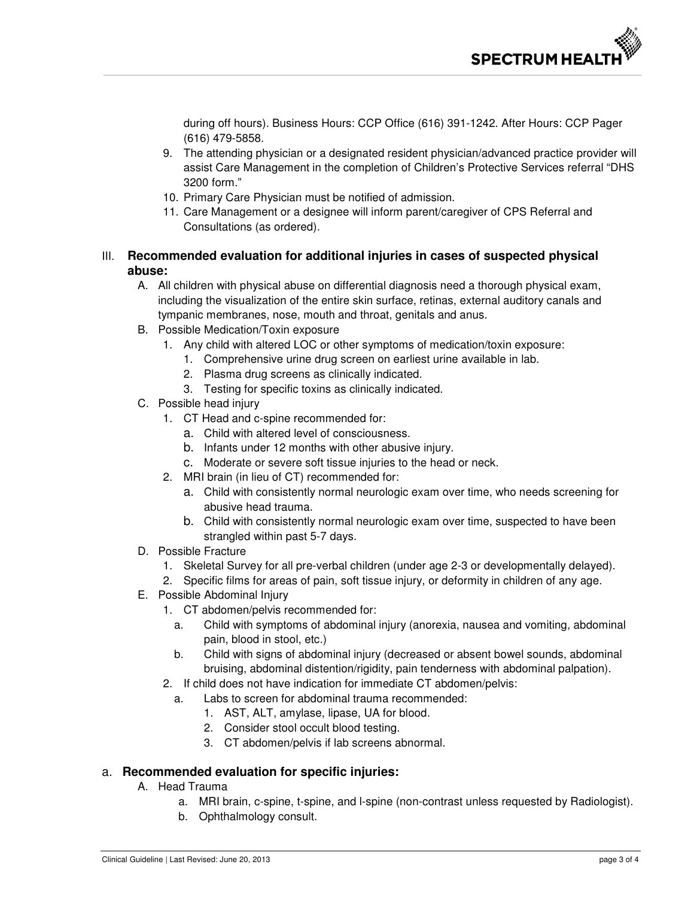during off hours). Business Hours: CCP Office (616) 391-1242. After Hours: CCP Pager (616) 479-5858.

9. The attending physician or a designated resident physician/advanced practice provider will assist Care Management in the completion of Children's Protective Services referral "DHS 3200 form."
10. Primary Care Physician must be notified of admission.
11. Care Management or a designee will inform parent/caregiver of CPS Referral and Consultations (as ordered).

## III. Recommended evaluation for additional injuries in cases of suspected physical abuse:

A. All children with physical abuse on differential diagnosis need a thorough physical exam, including the visualization of the entire skin surface, retinas, external auditory canals and tympanic membranes, nose, mouth and throat, genitals and anus.

B. Possible Medication/Toxin exposure
   1. Any child with altered LOC or other symptoms of medication/toxin exposure:
      1. Comprehensive urine drug screen on earliest urine available in lab.
      2. Plasma drug screens as clinically indicated.
      3. Testing for specific toxins as clinically indicated.

C. Possible head injury
   1. CT Head and c-spine recommended for:
      a. Child with altered level of consciousness.
      b. Infants under 12 months with other abusive injury.
      c. Moderate or severe soft tissue injuries to the head or neck.
   2. MRI brain (in lieu of CT) recommended for:
      a. Child with consistently normal neurologic exam over time, who needs screening for abusive head trauma.
      b. Child with consistently normal neurologic exam over time, suspected to have been strangled within past 5-7 days.

D. Possible Fracture
   1. Skeletal Survey for all pre-verbal children (under age 2-3 or developmentally delayed).
   2. Specific films for areas of pain, soft tissue injury, or deformity in children of any age.

E. Possible Abdominal Injury
   1. CT abdomen/pelvis recommended for:
      a. Child with symptoms of abdominal injury (anorexia, nausea and vomiting, abdominal pain, blood in stool, etc.)
      b. Child with signs of abdominal injury (decreased or absent bowel sounds, abdominal bruising, abdominal distention/rigidity, pain tenderness with abdominal palpation).
   2. If child does not have indication for immediate CT abdomen/pelvis:
      a. Labs to screen for abdominal trauma recommended:
         1. AST, ALT, amylase, lipase, UA for blood.
         2. Consider stool occult blood testing.
         3. CT abdomen/pelvis if lab screens abnormal.

## a. Recommended evaluation for specific injuries:

A. Head Trauma
   a. MRI brain, c-spine, t-spine, and l-spine (non-contrast unless requested by Radiologist).
   b. Ophthalmology consult.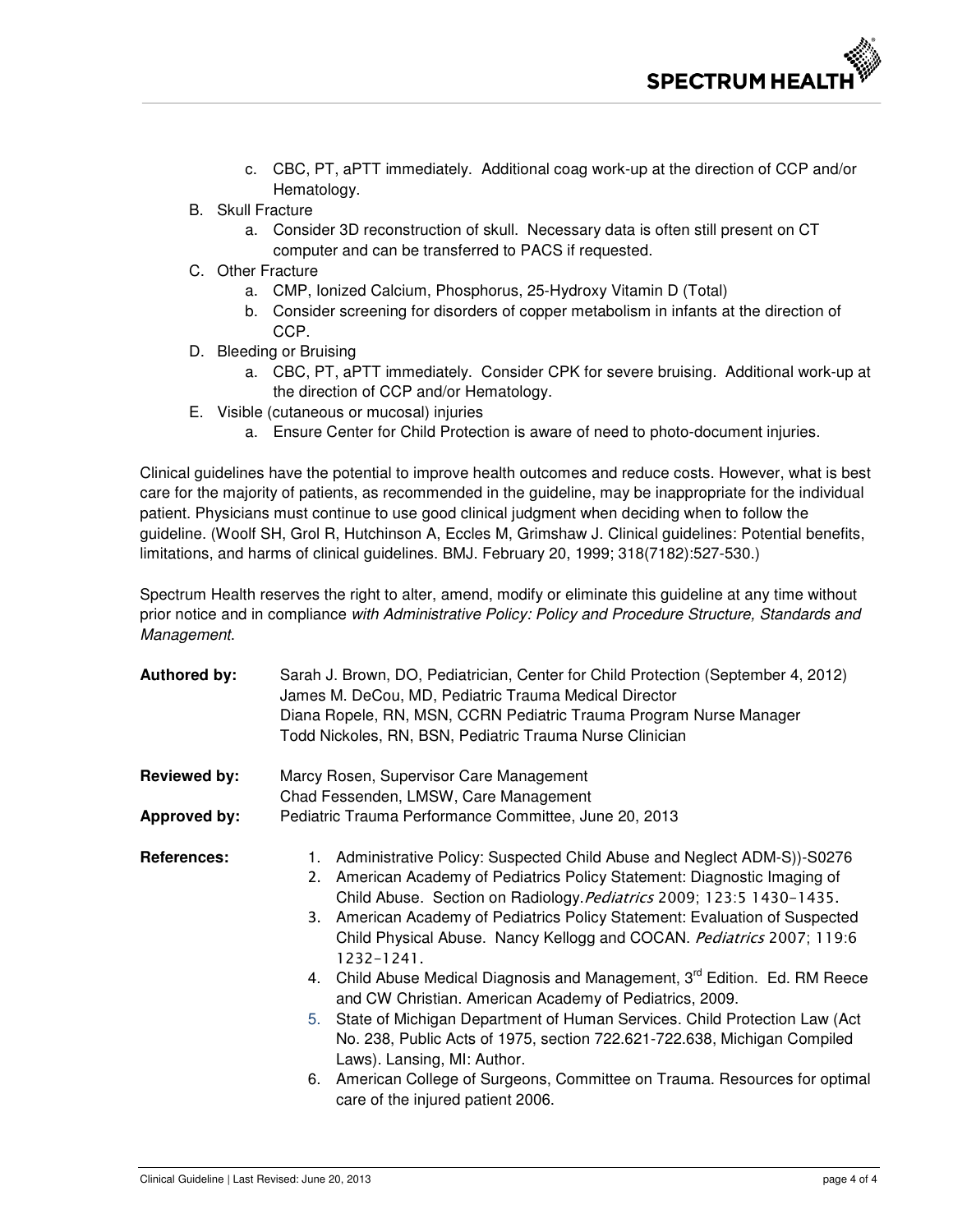c. CBC, PT, aPTT immediately. Additional coag work-up at the direction of CCP and/or Hematology.

B. Skull Fracture
   a. Consider 3D reconstruction of skull. Necessary data is often still present on CT computer and can be transferred to PACS if requested.

C. Other Fracture
   a. CMP, Ionized Calcium, Phosphorus, 25-Hydroxy Vitamin D (Total)
   b. Consider screening for disorders of copper metabolism in infants at the direction of CCP.

D. Bleeding or Bruising
   a. CBC, PT, aPTT immediately. Consider CPK for severe bruising. Additional work-up at the direction of CCP and/or Hematology.

E. Visible (cutaneous or mucosal) injuries
   a. Ensure Center for Child Protection is aware of need to photo-document injuries.

Clinical guidelines have the potential to improve health outcomes and reduce costs. However, what is best care for the majority of patients, as recommended in the guideline, may be inappropriate for the individual patient. Physicians must continue to use good clinical judgment when deciding when to follow the guideline. (Woolf SH, Grol R, Hutchinson A, Eccles M, Grimshaw J. Clinical guidelines: Potential benefits, limitations, and harms of clinical guidelines. BMJ. February 20, 1999; 318(7182):527-530.)

Spectrum Health reserves the right to alter, amend, modify or eliminate this guideline at any time without prior notice and in compliance *with Administrative Policy: Policy and Procedure Structure, Standards and Management*.

**Authored by:** Sarah J. Brown, DO, Pediatrician, Center for Child Protection (September 4, 2012)
James M. DeCou, MD, Pediatric Trauma Medical Director
Diana Ropele, RN, MSN, CCRN Pediatric Trauma Program Nurse Manager
Todd Nickoles, RN, BSN, Pediatric Trauma Nurse Clinician

**Reviewed by:** Marcy Rosen, Supervisor Care Management
Chad Fessenden, LMSW, Care Management

**Approved by:** Pediatric Trauma Performance Committee, June 20, 2013

**References:**

1. Administrative Policy: Suspected Child Abuse and Neglect ADM-S))-S0276
2. American Academy of Pediatrics Policy Statement: Diagnostic Imaging of Child Abuse. Section on Radiology. *Pediatrics* 2009; 123:5 1430-1435.
3. American Academy of Pediatrics Policy Statement: Evaluation of Suspected Child Physical Abuse. Nancy Kellogg and COCAN. *Pediatrics* 2007; 119:6 1232-1241.
4. Child Abuse Medical Diagnosis and Management, 3rd Edition. Ed. RM Reece and CW Christian. American Academy of Pediatrics, 2009.
5. State of Michigan Department of Human Services. Child Protection Law (Act No. 238, Public Acts of 1975, section 722.621-722.638, Michigan Compiled Laws). Lansing, MI: Author.
6. American College of Surgeons, Committee on Trauma. Resources for optimal care of the injured patient 2006.